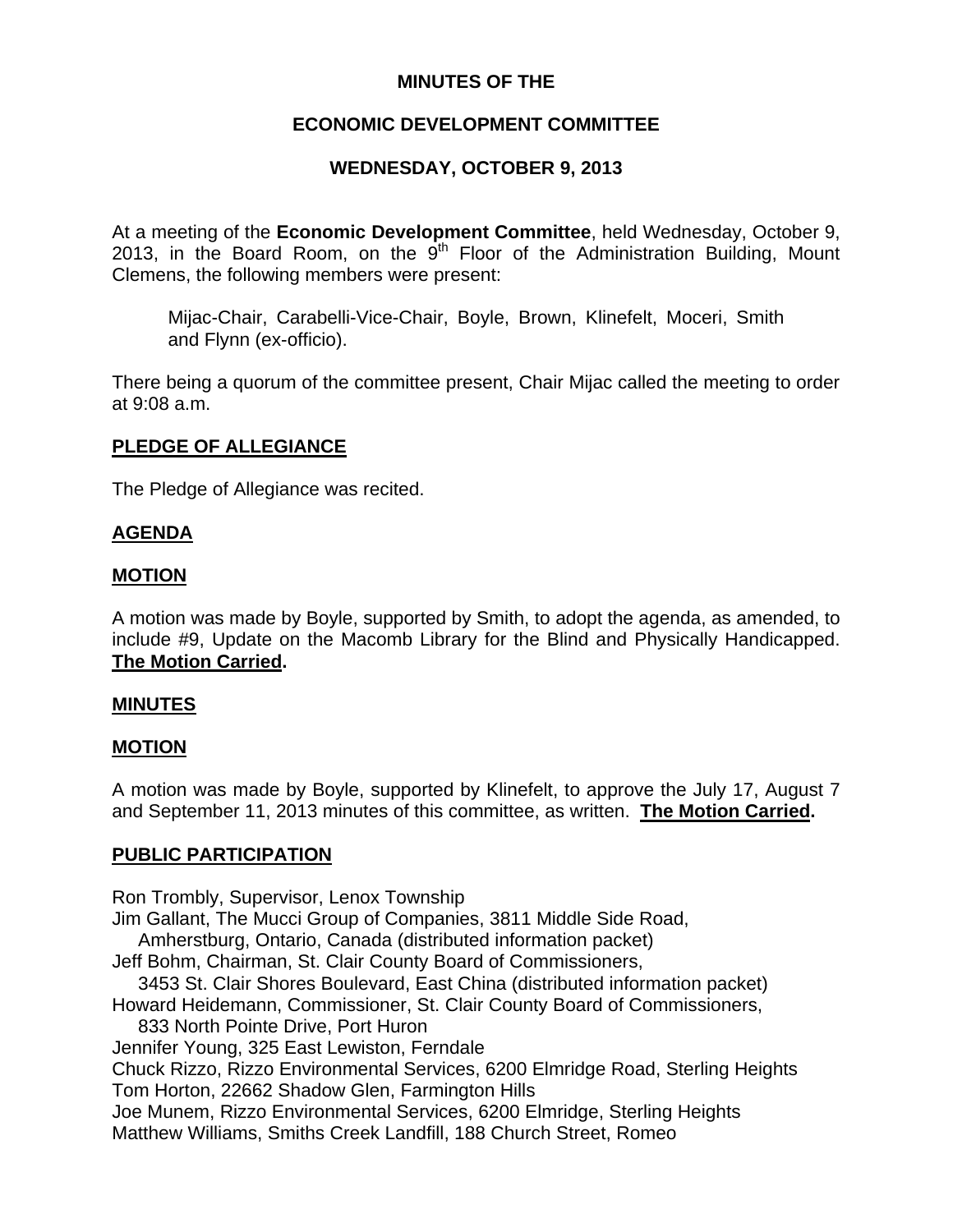# MINUTES OF THE

## ECONOMIC DEVELOPMENT COMMITTEE

## WEDNESDAY, OCTOBER 9, 2013

At a meeting of the **Economic Development Committee**, held Wednesday, October 9, 2013, in the Board Room, on the 9th Floor of the Administration Building, Mount Clemens, the following members were present:

> Mijac-Chair, Carabelli-Vice-Chair, Boyle, Brown, Klinefelt, Moceri, Smith and Flynn (ex-officio).

There being a quorum of the committee present, Chair Mijac called the meeting to order at 9:08 a.m.

**PLEDGE OF ALLEGIANCE**

The Pledge of Allegiance was recited.

**AGENDA**

**MOTION**

A motion was made by Boyle, supported by Smith, to adopt the agenda, as amended, to include #9, Update on the Macomb Library for the Blind and Physically Handicapped. **The Motion Carried.**

**MINUTES**

**MOTION**

A motion was made by Boyle, supported by Klinefelt, to approve the July 17, August 7 and September 11, 2013 minutes of this committee, as written. **The Motion Carried.**

**PUBLIC PARTICIPATION**

Ron Trombly, Supervisor, Lenox Township
Jim Gallant, The Mucci Group of Companies, 3811 Middle Side Road,
Amherstburg, Ontario, Canada (distributed information packet)
Jeff Bohm, Chairman, St. Clair County Board of Commissioners,
3453 St. Clair Shores Boulevard, East China (distributed information packet)
Howard Heidemann, Commissioner, St. Clair County Board of Commissioners,
833 North Pointe Drive, Port Huron
Jennifer Young, 325 East Lewiston, Ferndale
Chuck Rizzo, Rizzo Environmental Services, 6200 Elmridge Road, Sterling Heights
Tom Horton, 22662 Shadow Glen, Farmington Hills
Joe Munem, Rizzo Environmental Services, 6200 Elmridge, Sterling Heights
Matthew Williams, Smiths Creek Landfill, 188 Church Street, Romeo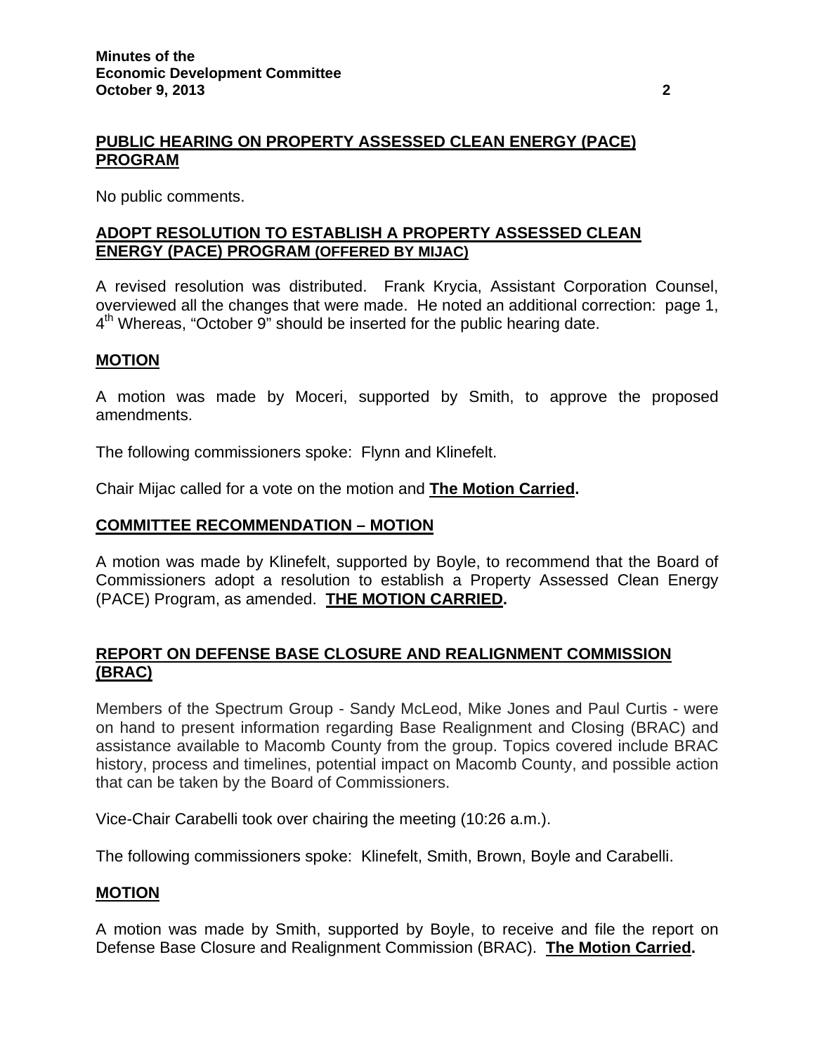## PUBLIC HEARING ON PROPERTY ASSESSED CLEAN ENERGY (PACE) PROGRAM

No public comments.

## ADOPT RESOLUTION TO ESTABLISH A PROPERTY ASSESSED CLEAN ENERGY (PACE) PROGRAM (OFFERED BY MIJAC)

A revised resolution was distributed. Frank Krycia, Assistant Corporation Counsel, overviewed all the changes that were made. He noted an additional correction: page 1, 4th Whereas, "October 9" should be inserted for the public hearing date.

## MOTION

A motion was made by Moceri, supported by Smith, to approve the proposed amendments.

The following commissioners spoke: Flynn and Klinefelt.

Chair Mijac called for a vote on the motion and **The Motion Carried.**

## COMMITTEE RECOMMENDATION – MOTION

A motion was made by Klinefelt, supported by Boyle, to recommend that the Board of Commissioners adopt a resolution to establish a Property Assessed Clean Energy (PACE) Program, as amended. **THE MOTION CARRIED.**

## REPORT ON DEFENSE BASE CLOSURE AND REALIGNMENT COMMISSION (BRAC)

Members of the Spectrum Group - Sandy McLeod, Mike Jones and Paul Curtis - were on hand to present information regarding Base Realignment and Closing (BRAC) and assistance available to Macomb County from the group. Topics covered include BRAC history, process and timelines, potential impact on Macomb County, and possible action that can be taken by the Board of Commissioners.

Vice-Chair Carabelli took over chairing the meeting (10:26 a.m.).

The following commissioners spoke: Klinefelt, Smith, Brown, Boyle and Carabelli.

## MOTION

A motion was made by Smith, supported by Boyle, to receive and file the report on Defense Base Closure and Realignment Commission (BRAC). **The Motion Carried.**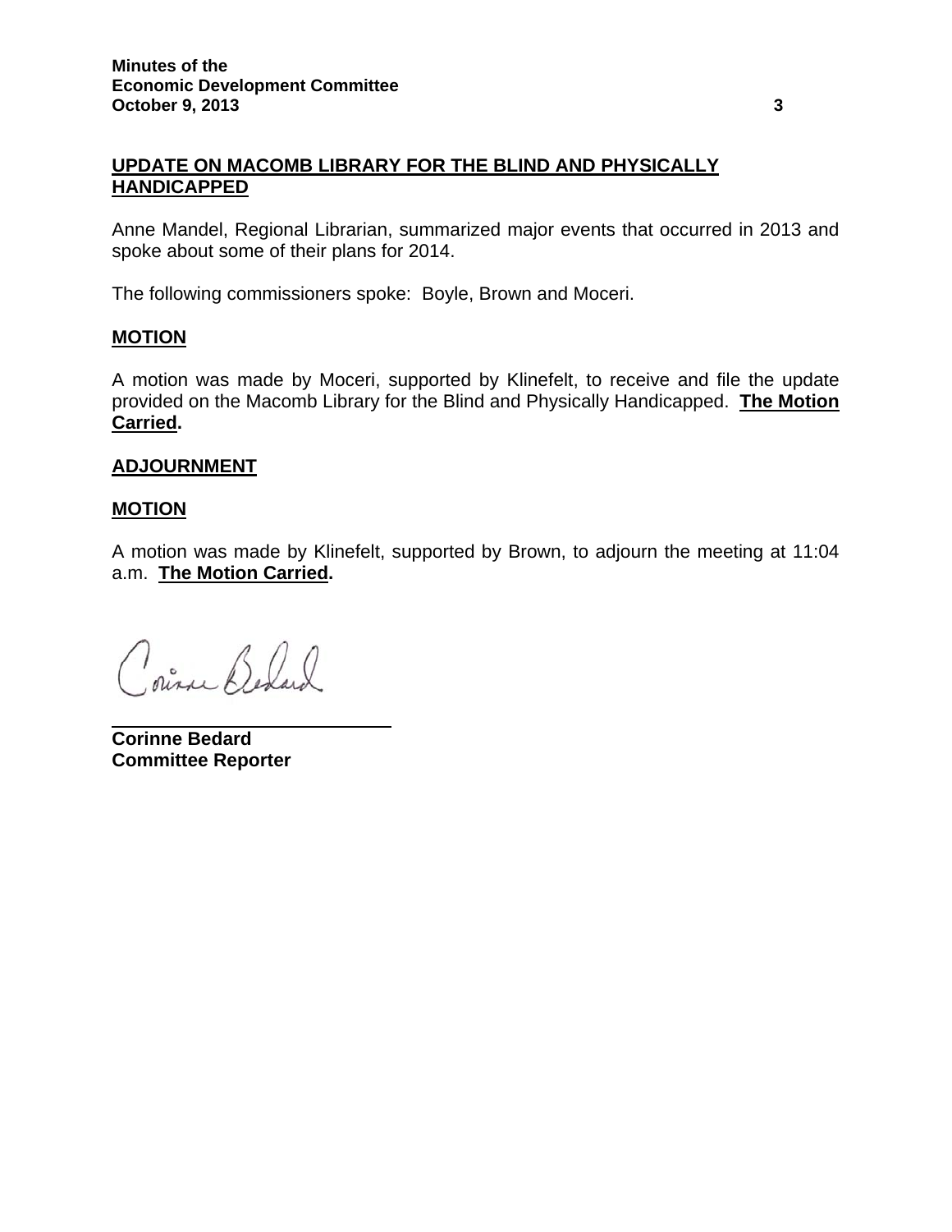## UPDATE ON MACOMB LIBRARY FOR THE BLIND AND PHYSICALLY HANDICAPPED

Anne Mandel, Regional Librarian, summarized major events that occurred in 2013 and spoke about some of their plans for 2014.

The following commissioners spoke: Boyle, Brown and Moceri.

### MOTION

A motion was made by Moceri, supported by Klinefelt, to receive and file the update provided on the Macomb Library for the Blind and Physically Handicapped. **The Motion Carried.**

## ADJOURNMENT

### MOTION

A motion was made by Klinefelt, supported by Brown, to adjourn the meeting at 11:04 a.m. **The Motion Carried.**

Corinne Bedard

**Corinne Bedard**
**Committee Reporter**